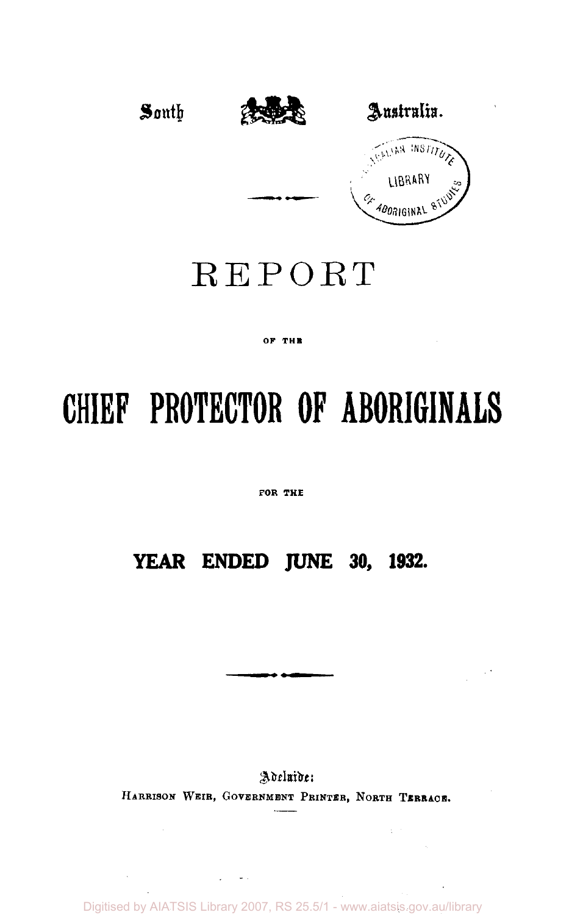South Australia.

# REPORT

OF THE

# CHIEF PROTECTOR OF ABORIGINALS

FOR THE

## YEAR ENDED JUNE 30, 1932.

Adelaide:
HARRISON WEIR, GOVERNMENT PRINTER, NORTH TERRACE.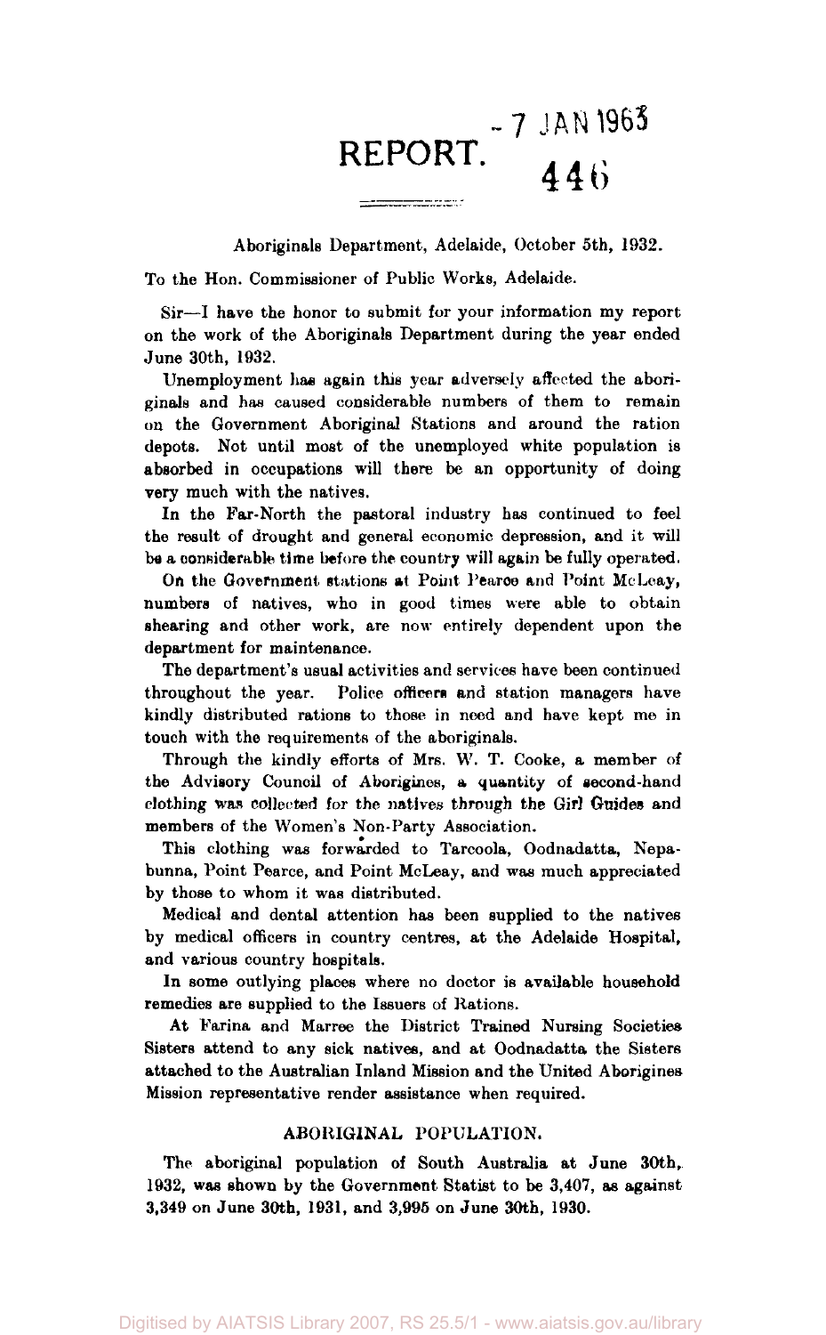# REPORT.

- 7 JAN 1963
446

Aboriginals Department, Adelaide, October 5th, 1932.

To the Hon. Commissioner of Public Works, Adelaide.

Sir—I have the honor to submit for your information my report on the work of the Aboriginals Department during the year ended June 30th, 1932.

Unemployment has again this year adversely affected the aboriginals and has caused considerable numbers of them to remain on the Government Aboriginal Stations and around the ration depots. Not until most of the unemployed white population is absorbed in occupations will there be an opportunity of doing very much with the natives.

In the Far-North the pastoral industry has continued to feel the result of drought and general economic depression, and it will be a considerable time before the country will again be fully operated.

On the Government stations at Point Pearce and Point McLeay, numbers of natives, who in good times were able to obtain shearing and other work, are now entirely dependent upon the department for maintenance.

The department's usual activities and services have been continued throughout the year. Police officers and station managers have kindly distributed rations to those in need and have kept me in touch with the requirements of the aboriginals.

Through the kindly efforts of Mrs. W. T. Cooke, a member of the Advisory Council of Aborigines, a quantity of second-hand clothing was collected for the natives through the Girl Guides and members of the Women's Non-Party Association.

This clothing was forwarded to Tarcoola, Oodnadatta, Nepabunna, Point Pearce, and Point McLeay, and was much appreciated by those to whom it was distributed.

Medical and dental attention has been supplied to the natives by medical officers in country centres, at the Adelaide Hospital, and various country hospitals.

In some outlying places where no doctor is available household remedies are supplied to the Issuers of Rations.

At Farina and Marree the District Trained Nursing Societies Sisters attend to any sick natives, and at Oodnadatta the Sisters attached to the Australian Inland Mission and the United Aborigines Mission representative render assistance when required.

## ABORIGINAL POPULATION.

The aboriginal population of South Australia at June 30th, 1932, was shown by the Government Statist to be 3,407, as against 3,349 on June 30th, 1931, and 3,995 on June 30th, 1930.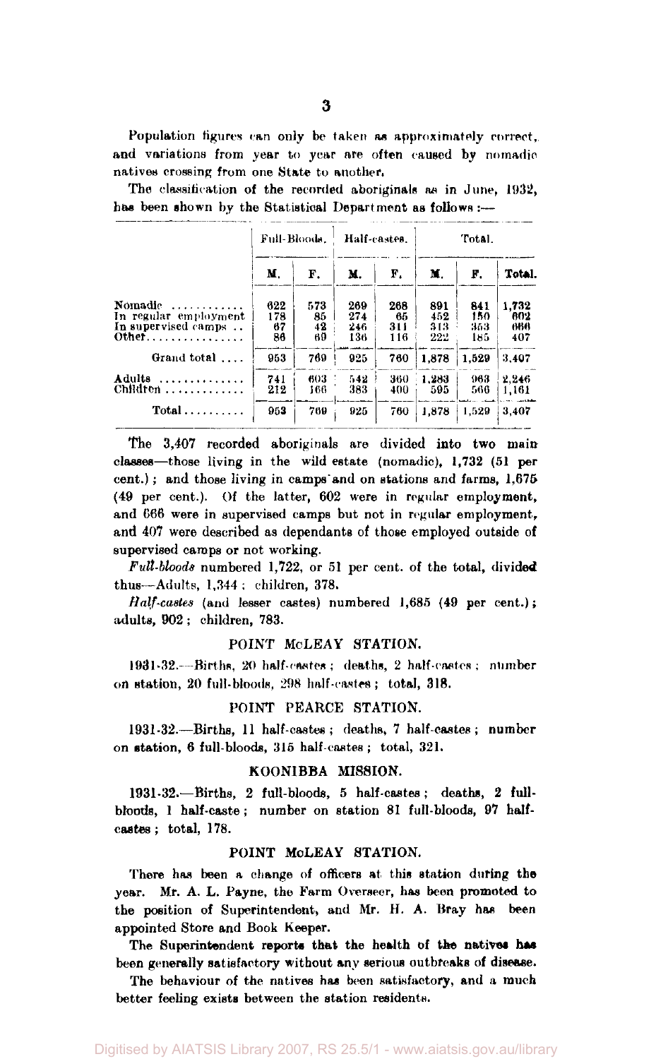Population figures can only be taken as approximately correct, and variations from year to year are often caused by nomadic natives crossing from one State to another.

The classification of the recorded aboriginals as in June, 1932, has been shown by the Statistical Department as follows:—

| | Full-Bloods. | | Half-castes. | | Total. | | |
|---|---|---|---|---|---|---|---|
| | M. | F. | M. | F. | M. | F. | Total. |
| Nomadic | 622 | 573 | 269 | 268 | 891 | 841 | 1,732 |
| In regular employment | 178 | 85 | 274 | 65 | 452 | 150 | 602 |
| In supervised camps | 67 | 42 | 246 | 311 | 313 | 353 | 666 |
| Other | 86 | 69 | 136 | 116 | 222 | 185 | 407 |
| Grand total | 953 | 769 | 925 | 760 | 1,878 | 1,529 | 3,407 |
| Adults | 741 | 603 | 542 | 360 | 1,283 | 963 | 2,246 |
| Children | 212 | 166 | 383 | 400 | 595 | 566 | 1,161 |
| Total | 953 | 769 | 925 | 760 | 1,878 | 1,529 | 3,407 |

The 3,407 recorded aboriginals are divided into two main classes—those living in the wild estate (nomadic), 1,732 (51 per cent.); and those living in camps and on stations and farms, 1,675 (49 per cent.). Of the latter, 602 were in regular employment, and 666 were in supervised camps but not in regular employment, and 407 were described as dependants of those employed outside of supervised camps or not working.

*Full-bloods* numbered 1,722, or 51 per cent. of the total, divided thus—Adults, 1,344; children, 378.

*Half-castes* (and lesser castes) numbered 1,685 (49 per cent.); adults, 902; children, 783.

## POINT McLEAY STATION.

1931-32.—Births, 20 half-castes; deaths, 2 half-castes; number on station, 20 full-bloods, 298 half-castes; total, 318.

## POINT PEARCE STATION.

1931-32.—Births, 11 half-castes; deaths, 7 half-castes; number on station, 6 full-bloods, 315 half-castes; total, 321.

## KOONIBBA MISSION.

1931-32.—Births, 2 full-bloods, 5 half-castes; deaths, 2 full-bloods, 1 half-caste; number on station 81 full-bloods, 97 half-castes; total, 178.

## POINT McLEAY STATION.

There has been a change of officers at this station during the year. Mr. A. L. Payne, the Farm Overseer, has been promoted to the position of Superintendent, and Mr. H. A. Bray has been appointed Store and Book Keeper.

The Superintendent reports that the health of the natives has been generally satisfactory without any serious outbreaks of disease.

The behaviour of the natives has been satisfactory, and a much better feeling exists between the station residents.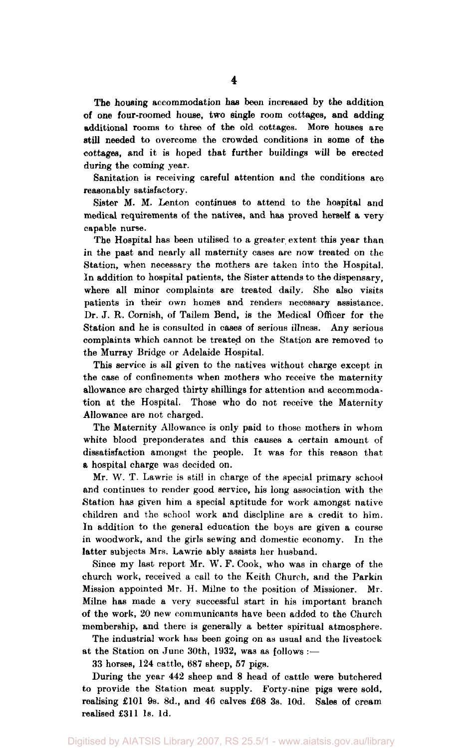The housing accommodation has been increased by the addition of one four-roomed house, two single room cottages, and adding additional rooms to three of the old cottages. More houses are still needed to overcome the crowded conditions in some of the cottages, and it is hoped that further buildings will be erected during the coming year.

Sanitation is receiving careful attention and the conditions are reasonably satisfactory.

Sister M. M. Lenton continues to attend to the hospital and medical requirements of the natives, and has proved herself a very capable nurse.

The Hospital has been utilised to a greater extent this year than in the past and nearly all maternity cases are now treated on the Station, when necessary the mothers are taken into the Hospital. In addition to hospital patients, the Sister attends to the dispensary, where all minor complaints are treated daily. She also visits patients in their own homes and renders necessary assistance. Dr. J. R. Cornish, of Tailem Bend, is the Medical Officer for the Station and he is consulted in cases of serious illness. Any serious complaints which cannot be treated on the Station are removed to the Murray Bridge or Adelaide Hospital.

This service is all given to the natives without charge except in the case of confinements when mothers who receive the maternity allowance are charged thirty shillings for attention and accommodation at the Hospital. Those who do not receive the Maternity Allowance are not charged.

The Maternity Allowance is only paid to those mothers in whom white blood preponderates and this causes a certain amount of dissatisfaction amongst the people. It was for this reason that a hospital charge was decided on.

Mr. W. T. Lawrie is still in charge of the special primary school and continues to render good service, his long association with the Station has given him a special aptitude for work amongst native children and the school work and discipline are a credit to him. In addition to the general education the boys are given a course in woodwork, and the girls sewing and domestic economy. In the latter subjects Mrs. Lawrie ably assists her husband.

Since my last report Mr. W. F. Cook, who was in charge of the church work, received a call to the Keith Church, and the Parkin Mission appointed Mr. H. Milne to the position of Missioner. Mr. Milne has made a very successful start in his important branch of the work, 20 new communicants have been added to the Church membership, and there is generally a better spiritual atmosphere.

The industrial work has been going on as usual and the livestock at the Station on June 30th, 1932, was as follows :—

33 horses, 124 cattle, 687 sheep, 57 pigs.

During the year 442 sheep and 8 head of cattle were butchered to provide the Station meat supply. Forty-nine pigs were sold, realising £101 9s. 8d., and 46 calves £68 3s. 10d. Sales of cream realised £311 1s. 1d.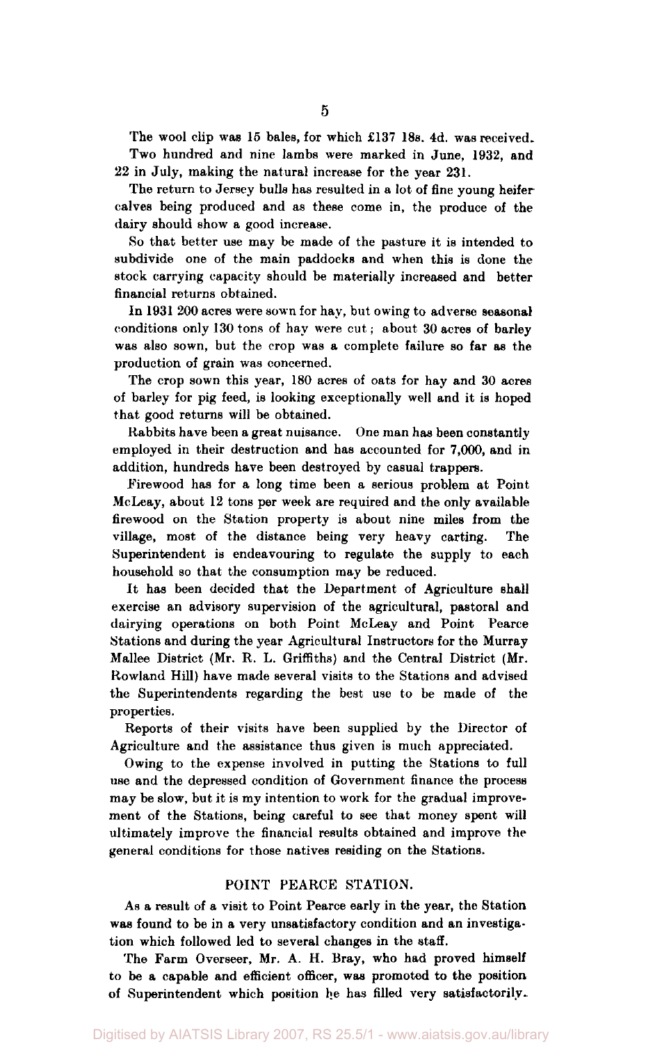The wool clip was 15 bales, for which £137 18s. 4d. was received.

Two hundred and nine lambs were marked in June, 1932, and 22 in July, making the natural increase for the year 231.

The return to Jersey bulls has resulted in a lot of fine young heifer calves being produced and as these come in, the produce of the dairy should show a good increase.

So that better use may be made of the pasture it is intended to subdivide one of the main paddocks and when this is done the stock carrying capacity should be materially increased and better financial returns obtained.

In 1931 200 acres were sown for hay, but owing to adverse seasonal conditions only 130 tons of hay were cut; about 30 acres of barley was also sown, but the crop was a complete failure so far as the production of grain was concerned.

The crop sown this year, 180 acres of oats for hay and 30 acres of barley for pig feed, is looking exceptionally well and it is hoped that good returns will be obtained.

Rabbits have been a great nuisance. One man has been constantly employed in their destruction and has accounted for 7,000, and in addition, hundreds have been destroyed by casual trappers.

Firewood has for a long time been a serious problem at Point McLeay, about 12 tons per week are required and the only available firewood on the Station property is about nine miles from the village, most of the distance being very heavy carting. The Superintendent is endeavouring to regulate the supply to each household so that the consumption may be reduced.

It has been decided that the Department of Agriculture shall exercise an advisory supervision of the agricultural, pastoral and dairying operations on both Point McLeay and Point Pearce Stations and during the year Agricultural Instructors for the Murray Mallee District (Mr. R. L. Griffiths) and the Central District (Mr. Rowland Hill) have made several visits to the Stations and advised the Superintendents regarding the best use to be made of the properties.

Reports of their visits have been supplied by the Director of Agriculture and the assistance thus given is much appreciated.

Owing to the expense involved in putting the Stations to full use and the depressed condition of Government finance the process may be slow, but it is my intention to work for the gradual improvement of the Stations, being careful to see that money spent will ultimately improve the financial results obtained and improve the general conditions for those natives residing on the Stations.

## POINT PEARCE STATION.

As a result of a visit to Point Pearce early in the year, the Station was found to be in a very unsatisfactory condition and an investigation which followed led to several changes in the staff.

The Farm Overseer, Mr. A. H. Bray, who had proved himself to be a capable and efficient officer, was promoted to the position of Superintendent which position he has filled very satisfactorily.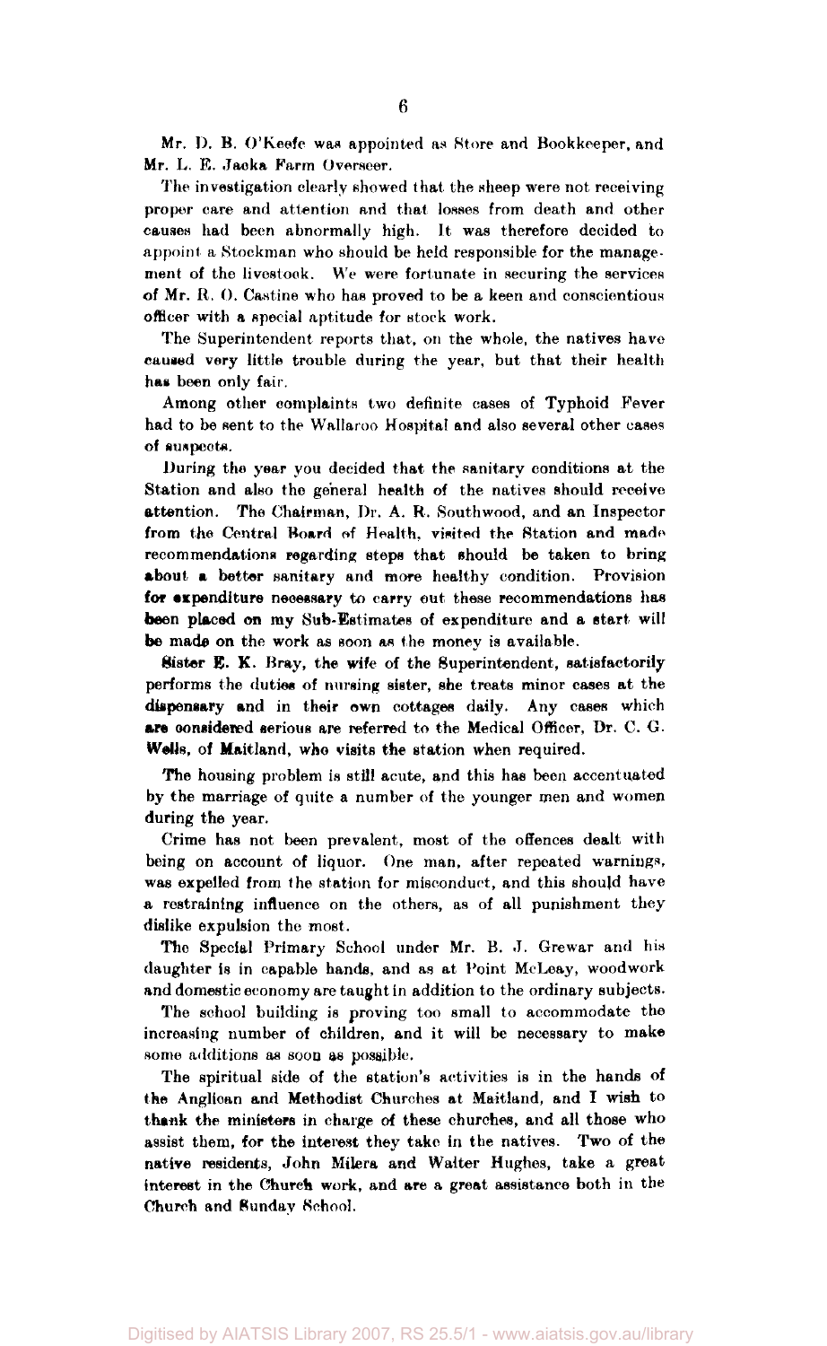Mr. D. B. O'Keefe was appointed as Store and Bookkeeper, and Mr. L. E. Jacka Farm Overseer.

The investigation clearly showed that the sheep were not receiving proper care and attention and that losses from death and other causes had been abnormally high. It was therefore decided to appoint a Stockman who should be held responsible for the management of the livestock. We were fortunate in securing the services of Mr. R. O. Castine who has proved to be a keen and conscientious officer with a special aptitude for stock work.

The Superintendent reports that, on the whole, the natives have caused very little trouble during the year, but that their health has been only fair.

Among other complaints two definite cases of Typhoid Fever had to be sent to the Wallaroo Hospital and also several other cases of suspects.

During the year you decided that the sanitary conditions at the Station and also the general health of the natives should receive attention. The Chairman, Dr. A. R. Southwood, and an Inspector from the Central Board of Health, visited the Station and made recommendations regarding steps that should be taken to bring about a better sanitary and more healthy condition. Provision for expenditure necessary to carry out these recommendations has been placed on my Sub-Estimates of expenditure and a start will be made on the work as soon as the money is available.

Sister E. K. Bray, the wife of the Superintendent, satisfactorily performs the duties of nursing sister, she treats minor cases at the dispensary and in their own cottages daily. Any cases which are considered serious are referred to the Medical Officer, Dr. C. G. Wells, of Maitland, who visits the station when required.

The housing problem is still acute, and this has been accentuated by the marriage of quite a number of the younger men and women during the year.

Crime has not been prevalent, most of the offences dealt with being on account of liquor. One man, after repeated warnings, was expelled from the station for misconduct, and this should have a restraining influence on the others, as of all punishment they dislike expulsion the most.

The Special Primary School under Mr. B. J. Grewar and his daughter is in capable hands, and as at Point McLeay, woodwork and domestic economy are taught in addition to the ordinary subjects.

The school building is proving too small to accommodate the increasing number of children, and it will be necessary to make some additions as soon as possible.

The spiritual side of the station's activities is in the hands of the Anglican and Methodist Churches at Maitland, and I wish to thank the ministers in charge of these churches, and all those who assist them, for the interest they take in the natives. Two of the native residents, John Milera and Walter Hughes, take a great interest in the Church work, and are a great assistance both in the Church and Sunday School.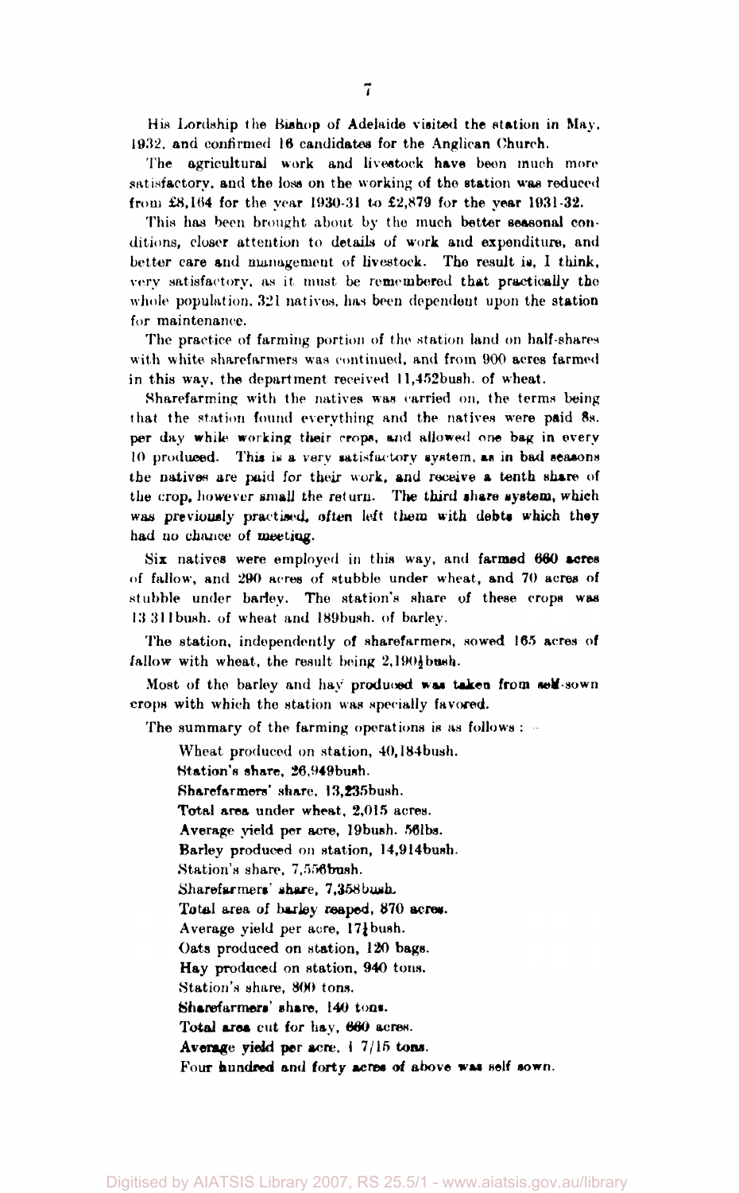His Lordship the Bishop of Adelaide visited the station in May, 1932, and confirmed 16 candidates for the Anglican Church.

The agricultural work and livestock have been much more satisfactory, and the loss on the working of the station was reduced from £8,164 for the year 1930-31 to £2,879 for the year 1931-32.

This has been brought about by the much better seasonal conditions, closer attention to details of work and expenditure, and better care and management of livestock. The result is, I think, very satisfactory, as it must be remembered that practically the whole population, 321 natives, has been dependent upon the station for maintenance.

The practice of farming portion of the station land on half-shares with white sharefarmers was continued, and from 900 acres farmed in this way, the department received 11,452bush. of wheat.

Sharefarming with the natives was carried on, the terms being that the station found everything and the natives were paid 8s. per day while working their crops, and allowed one bag in every 10 produced. This is a very satisfactory system, as in bad seasons the natives are paid for their work, and receive a tenth share of the crop, however small the return. The third share system, which was previously practised, often left them with debts which they had no chance of meeting.

Six natives were employed in this way, and farmed 660 acres of fallow, and 290 acres of stubble under wheat, and 70 acres of stubble under barley. The station's share of these crops was 13,311bush. of wheat and 189bush. of barley.

The station, independently of sharefarmers, sowed 165 acres of fallow with wheat, the result being 2,190½bush.

Most of the barley and hay produced was taken from self-sown crops with which the station was specially favored.

The summary of the farming operations is as follows:—

Wheat produced on station, 40,184bush.
Station's share, 26,949bush.
Sharefarmers' share, 13,235bush.
Total area under wheat, 2,015 acres.
Average yield per acre, 19bush. 56lbs.
Barley produced on station, 14,914bush.
Station's share, 7,556bush.
Sharefarmers' share, 7,358bush.
Total area of barley reaped, 870 acres.
Average yield per acre, 17¼bush.
Oats produced on station, 120 bags.
Hay produced on station, 940 tons.
Station's share, 800 tons.
Sharefarmers' share, 140 tons.
Total area cut for hay, 660 acres.
Average yield per acre, 1 7/15 tons.
Four hundred and forty acres of above was self sown.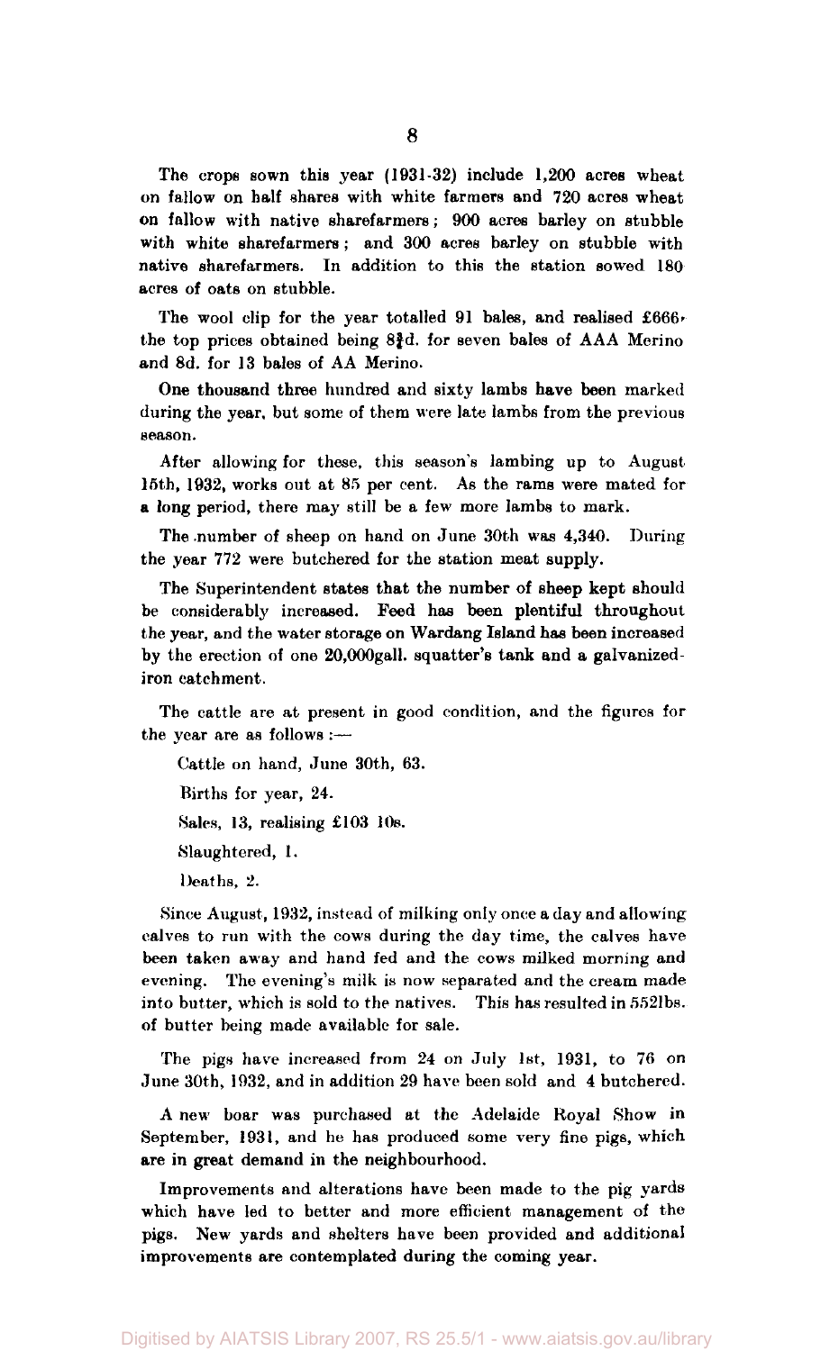The crops sown this year (1931-32) include 1,200 acres wheat on fallow on half shares with white farmers and 720 acres wheat on fallow with native sharefarmers; 900 acres barley on stubble with white sharefarmers; and 300 acres barley on stubble with native sharefarmers. In addition to this the station sowed 180 acres of oats on stubble.

The wool clip for the year totalled 91 bales, and realised £666, the top prices obtained being 8¾d. for seven bales of AAA Merino and 8d. for 13 bales of AA Merino.

One thousand three hundred and sixty lambs have been marked during the year, but some of them were late lambs from the previous season.

After allowing for these, this season's lambing up to August 15th, 1932, works out at 85 per cent. As the rams were mated for a long period, there may still be a few more lambs to mark.

The number of sheep on hand on June 30th was 4,340. During the year 772 were butchered for the station meat supply.

The Superintendent states that the number of sheep kept should be considerably increased. Feed has been plentiful throughout the year, and the water storage on Wardang Island has been increased by the erection of one 20,000gall. squatter's tank and a galvanized-iron catchment.

The cattle are at present in good condition, and the figures for the year are as follows:—

Cattle on hand, June 30th, 63.

Births for year, 24.

Sales, 13, realising £103 10s.

Slaughtered, 1.

Deaths, 2.

Since August, 1932, instead of milking only once a day and allowing calves to run with the cows during the day time, the calves have been taken away and hand fed and the cows milked morning and evening. The evening's milk is now separated and the cream made into butter, which is sold to the natives. This has resulted in 552lbs. of butter being made available for sale.

The pigs have increased from 24 on July 1st, 1931, to 76 on June 30th, 1932, and in addition 29 have been sold and 4 butchered.

A new boar was purchased at the Adelaide Royal Show in September, 1931, and he has produced some very fine pigs, which are in great demand in the neighbourhood.

Improvements and alterations have been made to the pig yards which have led to better and more efficient management of the pigs. New yards and shelters have been provided and additional improvements are contemplated during the coming year.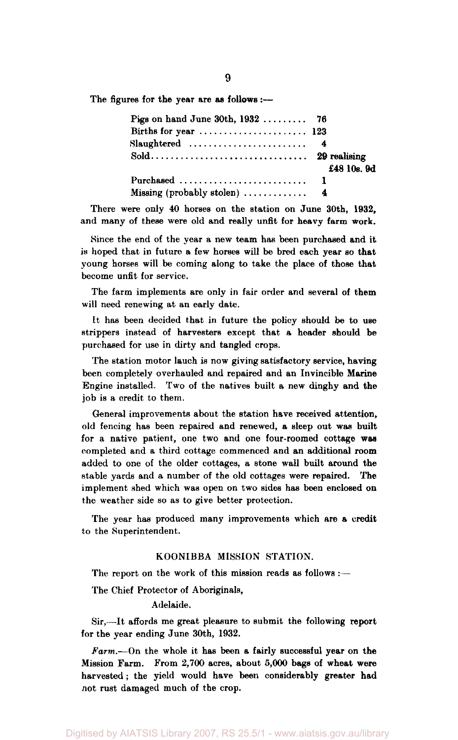The figures for the year are as follows :—

| | |
|---|---|
| Pigs on hand June 30th, 1932 | 76 |
| Births for year | 123 |
| Slaughtered | 4 |
| Sold | 29 realising £48 10s. 9d |
| Purchased | 1 |
| Missing (probably stolen) | 4 |

There were only 40 horses on the station on June 30th, 1932, and many of these were old and really unfit for heavy farm work.

Since the end of the year a new team has been purchased and it is hoped that in future a few horses will be bred each year so that young horses will be coming along to take the place of those that become unfit for service.

The farm implements are only in fair order and several of them will need renewing at an early date.

It has been decided that in future the policy should be to use strippers instead of harvesters except that a header should be purchased for use in dirty and tangled crops.

The station motor lauch is now giving satisfactory service, having been completely overhauled and repaired and an Invincible Marine Engine installed. Two of the natives built a new dinghy and the job is a credit to them.

General improvements about the station have received attention, old fencing has been repaired and renewed, a sleep out was built for a native patient, one two and one four-roomed cottage was completed and a third cottage commenced and an additional room added to one of the older cottages, a stone wall built around the stable yards and a number of the old cottages were repaired. The implement shed which was open on two sides has been enclosed on the weather side so as to give better protection.

The year has produced many improvements which are a credit to the Superintendent.

## KOONIBBA MISSION STATION.

The report on the work of this mission reads as follows :—

The Chief Protector of Aboriginals,

Adelaide.

Sir,—It affords me great pleasure to submit the following report for the year ending June 30th, 1932.

*Farm.*—On the whole it has been a fairly successful year on the Mission Farm. From 2,700 acres, about 5,000 bags of wheat were harvested; the yield would have been considerably greater had not rust damaged much of the crop.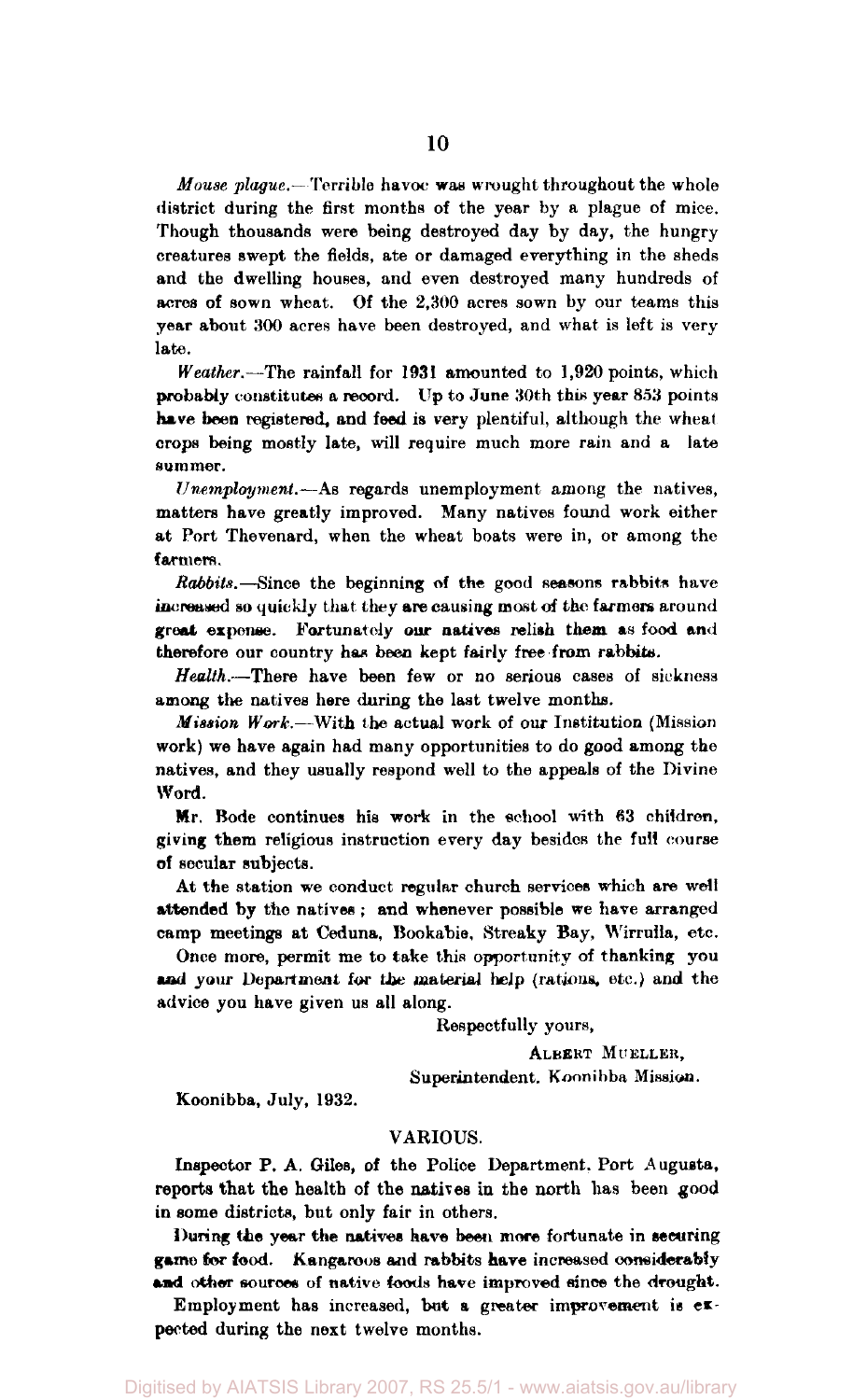*Mouse plague.*—Terrible havoc was wrought throughout the whole district during the first months of the year by a plague of mice. Though thousands were being destroyed day by day, the hungry creatures swept the fields, ate or damaged everything in the sheds and the dwelling houses, and even destroyed many hundreds of acres of sown wheat. Of the 2,300 acres sown by our teams this year about 300 acres have been destroyed, and what is left is very late.

*Weather.*—The rainfall for 1931 amounted to 1,920 points, which probably constitutes a record. Up to June 30th this year 853 points have been registered, and feed is very plentiful, although the wheat crops being mostly late, will require much more rain and a late summer.

*Unemployment.*—As regards unemployment among the natives, matters have greatly improved. Many natives found work either at Port Thevenard, when the wheat boats were in, or among the farmers.

*Rabbits.*—Since the beginning of the good seasons rabbits have increased so quickly that they are causing most of the farmers around great expense. Fortunately our natives relish them as food and therefore our country has been kept fairly free from rabbits.

*Health.*—There have been few or no serious cases of sickness among the natives here during the last twelve months.

*Mission Work.*—With the actual work of our Institution (Mission work) we have again had many opportunities to do good among the natives, and they usually respond well to the appeals of the Divine Word.

Mr. Bode continues his work in the school with 63 children, giving them religious instruction every day besides the full course of secular subjects.

At the station we conduct regular church services which are well attended by the natives; and whenever possible we have arranged camp meetings at Ceduna, Bookabie, Streaky Bay, Wirrulla, etc.

Once more, permit me to take this opportunity of thanking you and your Department for the material help (rations, etc.) and the advice you have given us all along.

Respectfully yours,

ALBERT MUELLER,
Superintendent. Koonibba Mission.

Koonibba, July, 1932.

## VARIOUS.

Inspector P. A. Giles, of the Police Department. Port Augusta, reports that the health of the natives in the north has been good in some districts, but only fair in others.

During the year the natives have been more fortunate in securing game for food. Kangaroos and rabbits have increased considerably and other sources of native foods have improved since the drought.

Employment has increased, but a greater improvement is expected during the next twelve months.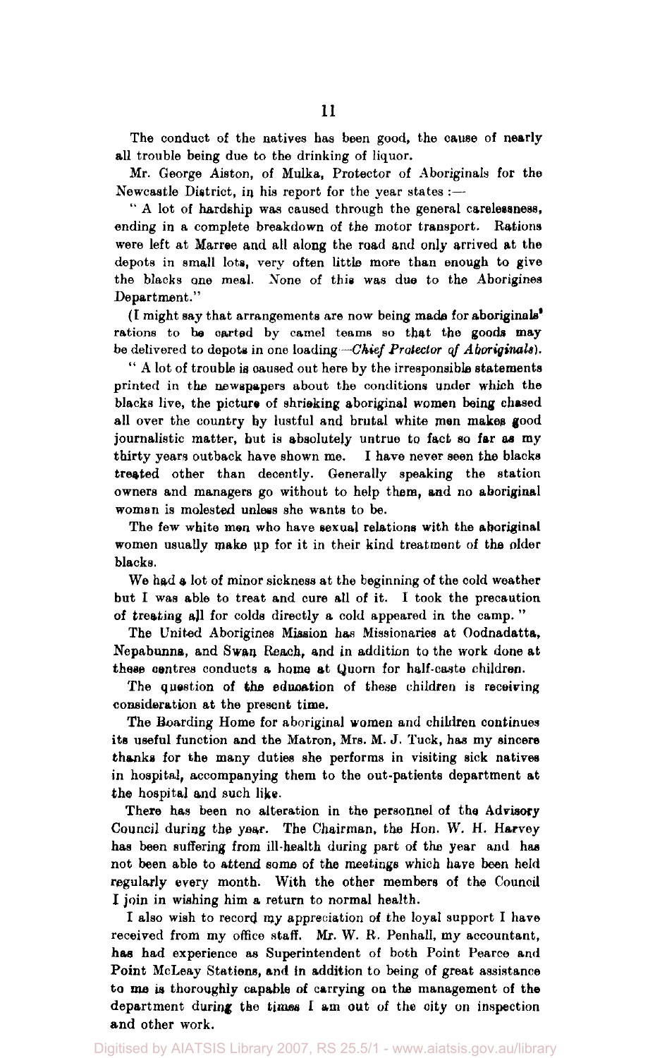The conduct of the natives has been good, the cause of nearly all trouble being due to the drinking of liquor.

Mr. George Aiston, of Mulka, Protector of Aboriginals for the Newcastle District, in his report for the year states :—

"A lot of hardship was caused through the general carelessness, ending in a complete breakdown of the motor transport. Rations were left at Marree and all along the road and only arrived at the depots in small lots, very often little more than enough to give the blacks one meal. None of this was due to the Aborigines Department."

(I might say that arrangements are now being made for aboriginals' rations to be carted by camel teams so that the goods may be delivered to depots in one loading—*Chief Protector of Aboriginals*).

"A lot of trouble is caused out here by the irresponsible statements printed in the newspapers about the conditions under which the blacks live, the picture of shrieking aboriginal women being chased all over the country by lustful and brutal white men makes good journalistic matter, but is absolutely untrue to fact so far as my thirty years outback have shown me. I have never seen the blacks treated other than decently. Generally speaking the station owners and managers go without to help them, and no aboriginal woman is molested unless she wants to be.

The few white men who have sexual relations with the aboriginal women usually make up for it in their kind treatment of the older blacks.

We had a lot of minor sickness at the beginning of the cold weather but I was able to treat and cure all of it. I took the precaution of treating all for colds directly a cold appeared in the camp."

The United Aborigines Mission has Missionaries at Oodnadatta, Nepabunna, and Swan Reach, and in addition to the work done at these centres conducts a home at Quorn for half-caste children.

The question of the education of these children is receiving consideration at the present time.

The Boarding Home for aboriginal women and children continues its useful function and the Matron, Mrs. M. J. Tuck, has my sincere thanks for the many duties she performs in visiting sick natives in hospital, accompanying them to the out-patients department at the hospital and such like.

There has been no alteration in the personnel of the Advisory Council during the year. The Chairman, the Hon. W. H. Harvey has been suffering from ill-health during part of the year and has not been able to attend some of the meetings which have been held regularly every month. With the other members of the Council I join in wishing him a return to normal health.

I also wish to record my appreciation of the loyal support I have received from my office staff. Mr. W. R. Penhall, my accountant, has had experience as Superintendent of both Point Pearce and Point McLeay Stations, and in addition to being of great assistance to me is thoroughly capable of carrying on the management of the department during the times I am out of the city on inspection and other work.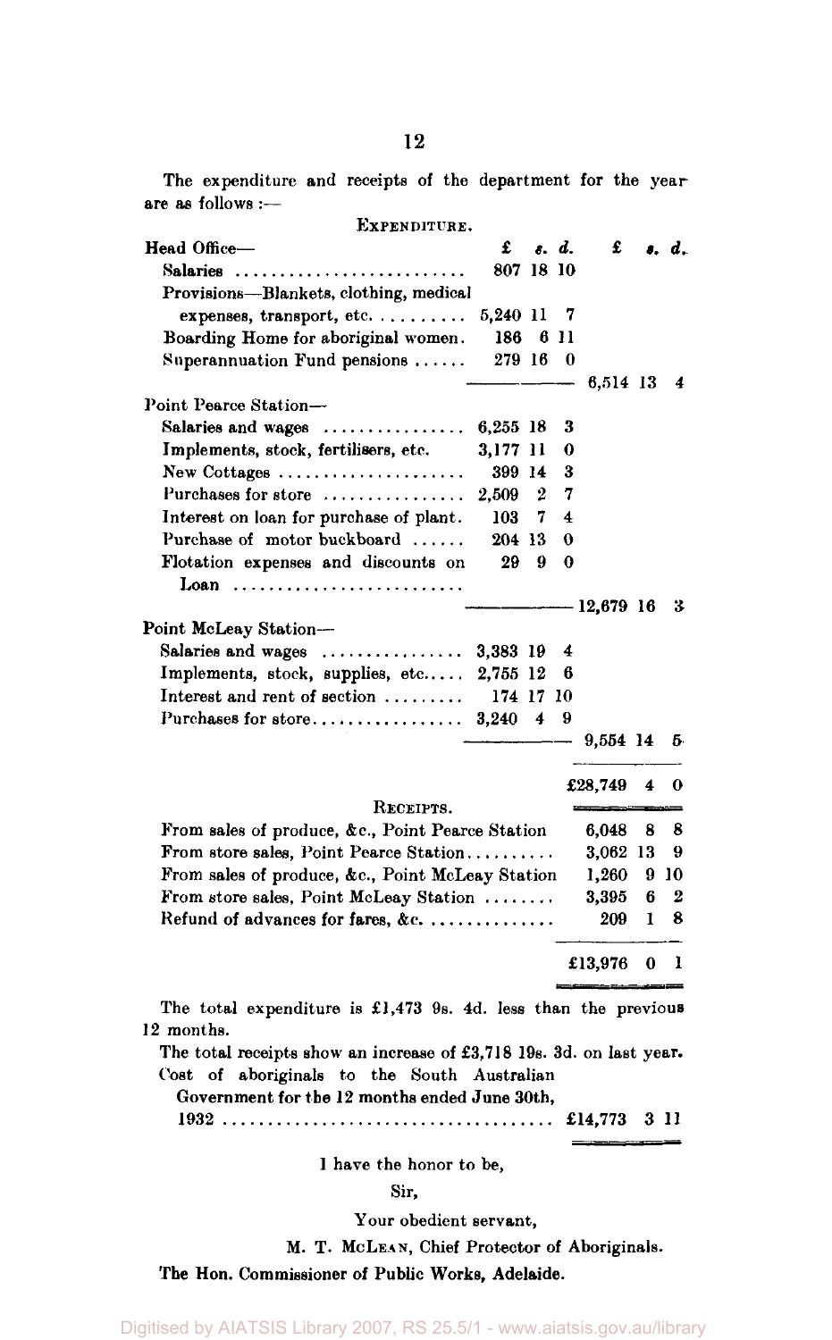The expenditure and receipts of the department for the year are as follows :—

EXPENDITURE.

| | £ | s. | d. | £ | s. | d. |
|---|---|---|---|---|---|---|
| **Head Office—** | | | | | | |
| Salaries | 807 | 18 | 10 | | | |
| Provisions—Blankets, clothing, medical expenses, transport, etc. | 5,240 | 11 | 7 | | | |
| Boarding Home for aboriginal women | 186 | 6 | 11 | | | |
| Superannuation Fund pensions | 279 | 16 | 0 | | | |
| | | | | 6,514 | 13 | 4 |
| **Point Pearce Station—** | | | | | | |
| Salaries and wages | 6,255 | 18 | 3 | | | |
| Implements, stock, fertilisers, etc. | 3,177 | 11 | 0 | | | |
| New Cottages | 399 | 14 | 3 | | | |
| Purchases for store | 2,509 | 2 | 7 | | | |
| Interest on loan for purchase of plant | 103 | 7 | 4 | | | |
| Purchase of motor buckboard | 204 | 13 | 0 | | | |
| Flotation expenses and discounts on Loan | 29 | 9 | 0 | | | |
| | | | | 12,679 | 16 | 3 |
| **Point McLeay Station—** | | | | | | |
| Salaries and wages | 3,383 | 19 | 4 | | | |
| Implements, stock, supplies, etc. | 2,755 | 12 | 6 | | | |
| Interest and rent of section | 174 | 17 | 10 | | | |
| Purchases for store | 3,240 | 4 | 9 | | | |
| | | | | 9,554 | 14 | 5 |
| | | | | £28,749 | 4 | 0 |

RECEIPTS.

| | £ | s. | d. |
|---|---|---|---|
| From sales of produce, &c., Point Pearce Station | 6,048 | 8 | 8 |
| From store sales, Point Pearce Station | 3,062 | 13 | 9 |
| From sales of produce, &c., Point McLeay Station | 1,260 | 9 | 10 |
| From store sales, Point McLeay Station | 3,395 | 6 | 2 |
| Refund of advances for fares, &c. | 209 | 1 | 8 |
| | £13,976 | 0 | 1 |

The total expenditure is £1,473 9s. 4d. less than the previous 12 months.

The total receipts show an increase of £3,718 19s. 3d. on last year.

Cost of aboriginals to the South Australian Government for the 12 months ended June 30th, 1932 .... £14,773 3 11

I have the honor to be,

Sir,

Your obedient servant,

M. T. McLEAN, Chief Protector of Aboriginals.

The Hon. Commissioner of Public Works, Adelaide.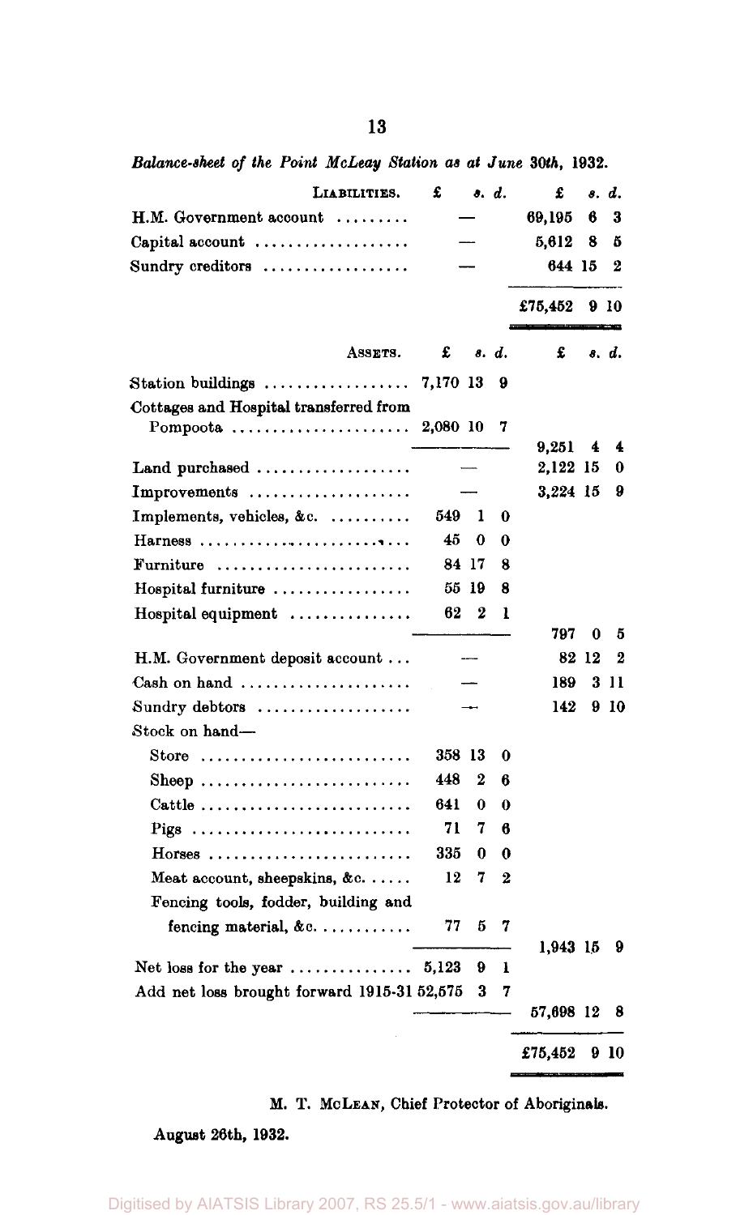*Balance-sheet of the Point McLeay Station as at June 30th, 1932.*

| LIABILITIES. | £ s. d. | £ s. d. |
|---|---|---|
| H.M. Government account | — | 69,195 6 3 |
| Capital account | — | 5,612 8 5 |
| Sundry creditors | — | 644 15 2 |
| | | £75,452 9 10 |

| ASSETS. | £ s. d. | £ s. d. |
|---|---|---|
| Station buildings | 7,170 13 9 | |
| Cottages and Hospital transferred from Pompoota | 2,080 10 7 | |
| | | 9,251 4 4 |
| Land purchased | — | 2,122 15 0 |
| Improvements | — | 3,224 15 9 |
| Implements, vehicles, &c. | 549 1 0 | |
| Harness | 45 0 0 | |
| Furniture | 84 17 8 | |
| Hospital furniture | 55 19 8 | |
| Hospital equipment | 62 2 1 | |
| | | 797 0 5 |
| H.M. Government deposit account | — | 82 12 2 |
| Cash on hand | — | 189 3 11 |
| Sundry debtors | — | 142 9 10 |
| Stock on hand— | | |
| Store | 358 13 0 | |
| Sheep | 448 2 6 | |
| Cattle | 641 0 0 | |
| Pigs | 71 7 6 | |
| Horses | 335 0 0 | |
| Meat account, sheepskins, &c. | 12 7 2 | |
| Fencing tools, fodder, building and fencing material, &c. | 77 5 7 | |
| | | 1,943 15 9 |
| Net loss for the year | 5,123 9 1 | |
| Add net loss brought forward 1915-31 | 52,575 3 7 | |
| | | 57,698 12 8 |
| | | £75,452 9 10 |

M. T. McLEAN, Chief Protector of Aboriginals.

August 26th, 1932.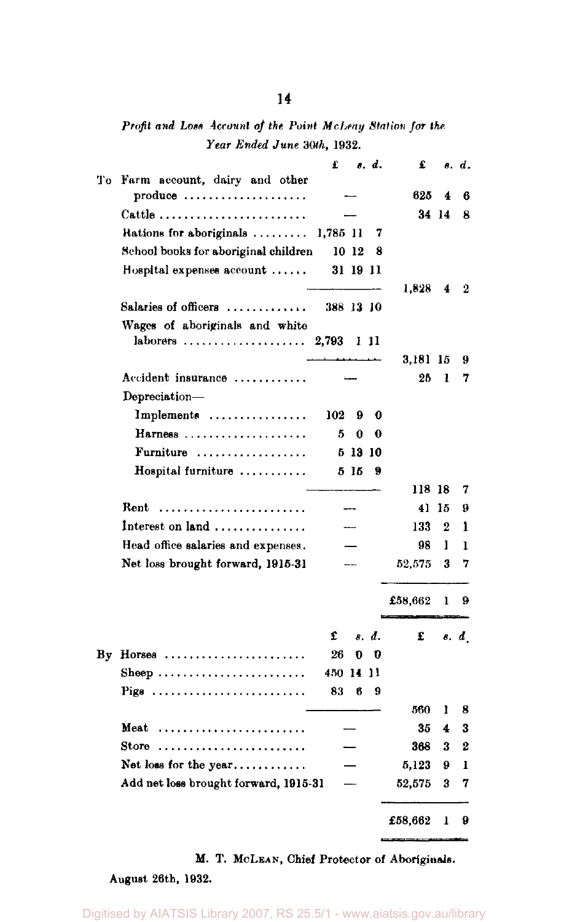*Profit and Loss Account of the Point McLeay Station for the Year Ended June 30th, 1932.*

| | | £ s. d. | £ s. d. |
|---|---|---|---|
| To | Farm account, dairy and other produce | — | 625 4 6 |
| | Cattle | — | 34 14 8 |
| | Rations for aboriginals | 1,785 11 7 | |
| | School books for aboriginal children | 10 12 8 | |
| | Hospital expenses account | 31 19 11 | |
| | | | 1,828 4 2 |
| | Salaries of officers | 388 13 10 | |
| | Wages of aboriginals and white laborers | 2,793 1 11 | |
| | | | 3,181 15 9 |
| | Accident insurance | — | 25 1 7 |
| | Depreciation— | | |
| | Implements | 102 9 0 | |
| | Harness | 5 0 0 | |
| | Furniture | 5 13 10 | |
| | Hospital furniture | 5 15 9 | |
| | | | 118 18 7 |
| | Rent | — | 41 15 9 |
| | Interest on land | — | 133 2 1 |
| | Head office salaries and expenses | — | 98 1 1 |
| | Net loss brought forward, 1915-31 | — | 52,575 3 7 |
| | | | £58,662 1 9 |

| | | £ s. d. | £ s. d. |
|---|---|---|---|
| By | Horses | 26 0 0 | |
| | Sheep | 450 14 11 | |
| | Pigs | 83 6 9 | |
| | | | 560 1 8 |
| | Meat | — | 35 4 3 |
| | Store | — | 368 3 2 |
| | Net loss for the year | — | 5,123 9 1 |
| | Add net loss brought forward, 1915-31 | — | 52,575 3 7 |
| | | | £58,662 1 9 |

M. T. McLean, Chief Protector of Aboriginals.

August 26th, 1932.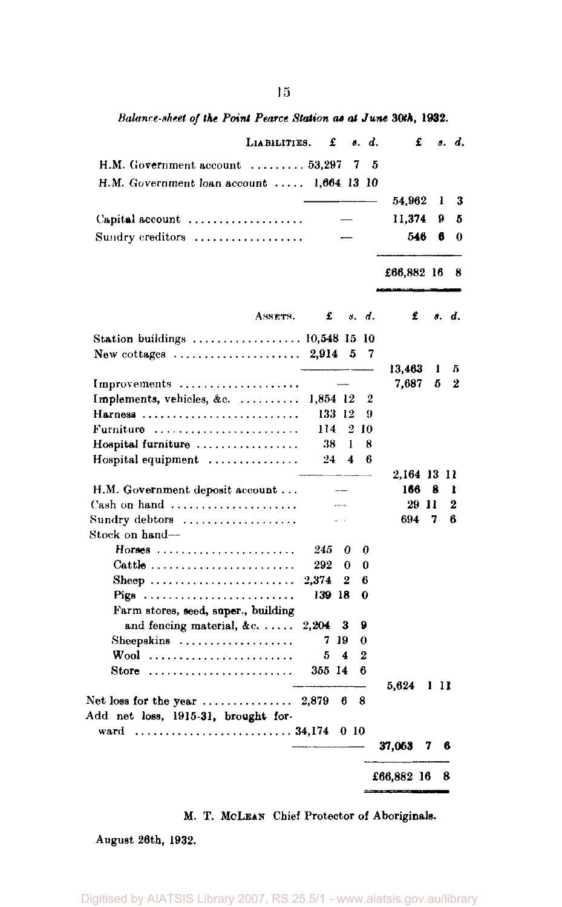*Balance-sheet of the Point Pearce Station as at June 30th, 1932.*

| LIABILITIES. | £ s. d. | £ s. d. |
|---|---|---|
| H.M. Government account | 53,297 7 5 | |
| H.M. Government loan account | 1,664 13 10 | |
| | | 54,962 1 3 |
| Capital account | — | 11,374 9 5 |
| Sundry creditors | — | 546 6 0 |
| | | £66,882 16 8 |

| ASSETS. | £ s. d. | £ s. d. |
|---|---|---|
| Station buildings | 10,548 15 10 | |
| New cottages | 2,914 5 7 | |
| | | 13,463 1 5 |
| Improvements | — | 7,687 5 2 |
| Implements, vehicles, &c. | 1,854 12 2 | |
| Harness | 133 12 9 | |
| Furniture | 114 2 10 | |
| Hospital furniture | 38 1 8 | |
| Hospital equipment | 24 4 6 | |
| | | 2,164 13 11 |
| H.M. Government deposit account | — | 166 8 1 |
| Cash on hand | — | 29 11 2 |
| Sundry debtors | — | 694 7 6 |
| Stock on hand— | | |
| Horses | 245 0 0 | |
| Cattle | 292 0 0 | |
| Sheep | 2,374 2 6 | |
| Pigs | 139 18 0 | |
| Farm stores, seed, super., building and fencing material, &c. | 2,204 3 9 | |
| Sheepskins | 7 19 0 | |
| Wool | 5 4 2 | |
| Store | 355 14 6 | |
| | | 5,624 1 11 |
| Net loss for the year | 2,879 6 8 | |
| Add net loss, 1915-31, brought forward | 34,174 0 10 | |
| | | 37,053 7 6 |
| | | £66,882 16 8 |

M. T. McLEAN Chief Protector of Aboriginals.

August 26th, 1932.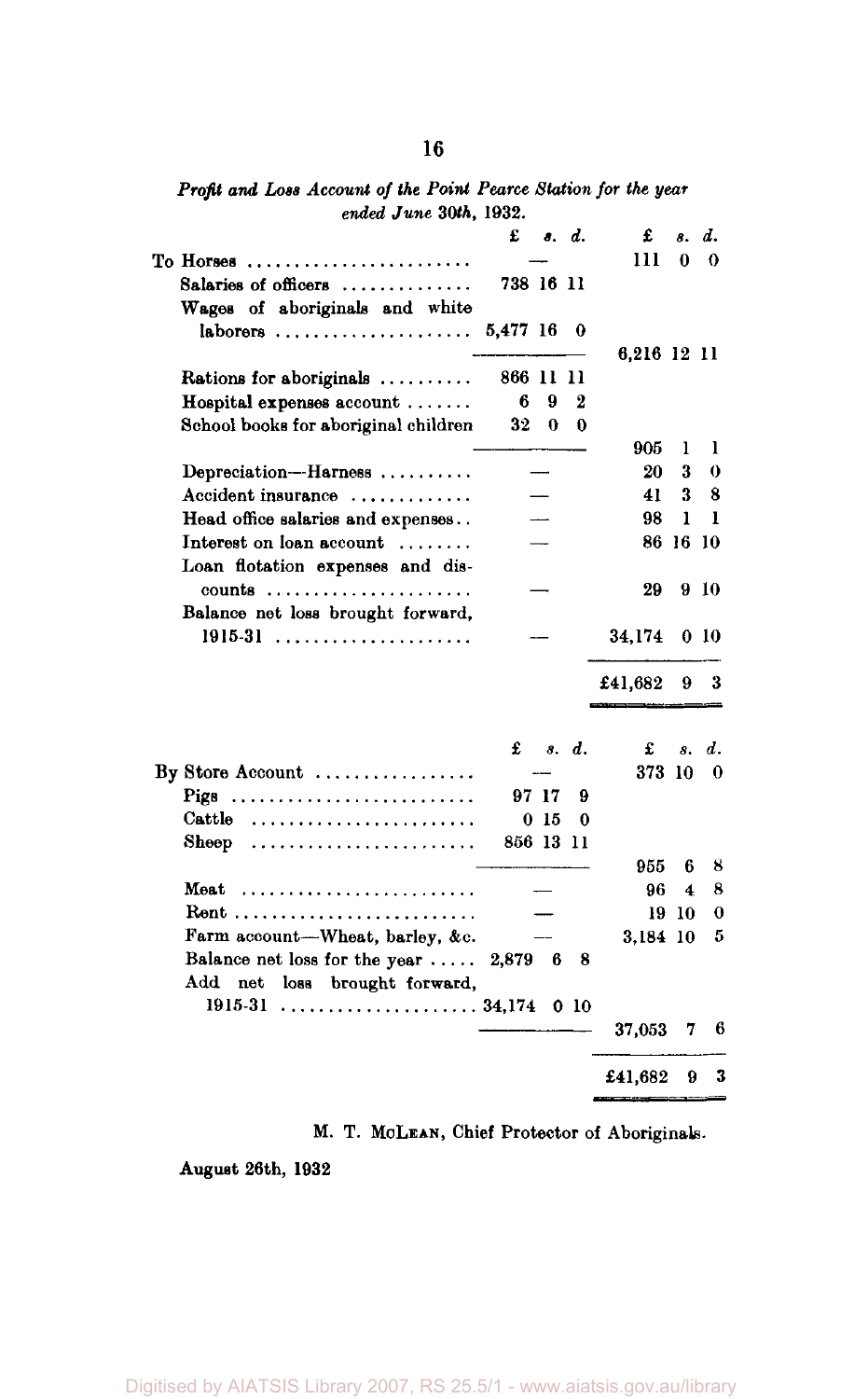*Profit and Loss Account of the Point Pearce Station for the year ended June 30th, 1932.*

| | £ s. d. | £ s. d. |
|---|---|---|
| To Horses | — | 111 0 0 |
| Salaries of officers | 738 16 11 | |
| Wages of aboriginals and white laborers | 5,477 16 0 | |
| | | 6,216 12 11 |
| Rations for aboriginals | 866 11 11 | |
| Hospital expenses account | 6 9 2 | |
| School books for aboriginal children | 32 0 0 | |
| | | 905 1 1 |
| Depreciation—Harness | — | 20 3 0 |
| Accident insurance | — | 41 3 8 |
| Head office salaries and expenses | — | 98 1 1 |
| Interest on loan account | — | 86 16 10 |
| Loan flotation expenses and discounts | — | 29 9 10 |
| Balance net loss brought forward, 1915-31 | — | 34,174 0 10 |
| | | £41,682 9 3 |

| | £ s. d. | £ s. d. |
|---|---|---|
| By Store Account | — | 373 10 0 |
| Pigs | 97 17 9 | |
| Cattle | 0 15 0 | |
| Sheep | 856 13 11 | |
| | | 955 6 8 |
| Meat | — | 96 4 8 |
| Rent | — | 19 10 0 |
| Farm account—Wheat, barley, &c. | — | 3,184 10 5 |
| Balance net loss for the year | 2,879 6 8 | |
| Add net loss brought forward, 1915-31 | 34,174 0 10 | |
| | | 37,053 7 6 |
| | | £41,682 9 3 |

M. T. McLean, Chief Protector of Aboriginals.

August 26th, 1932